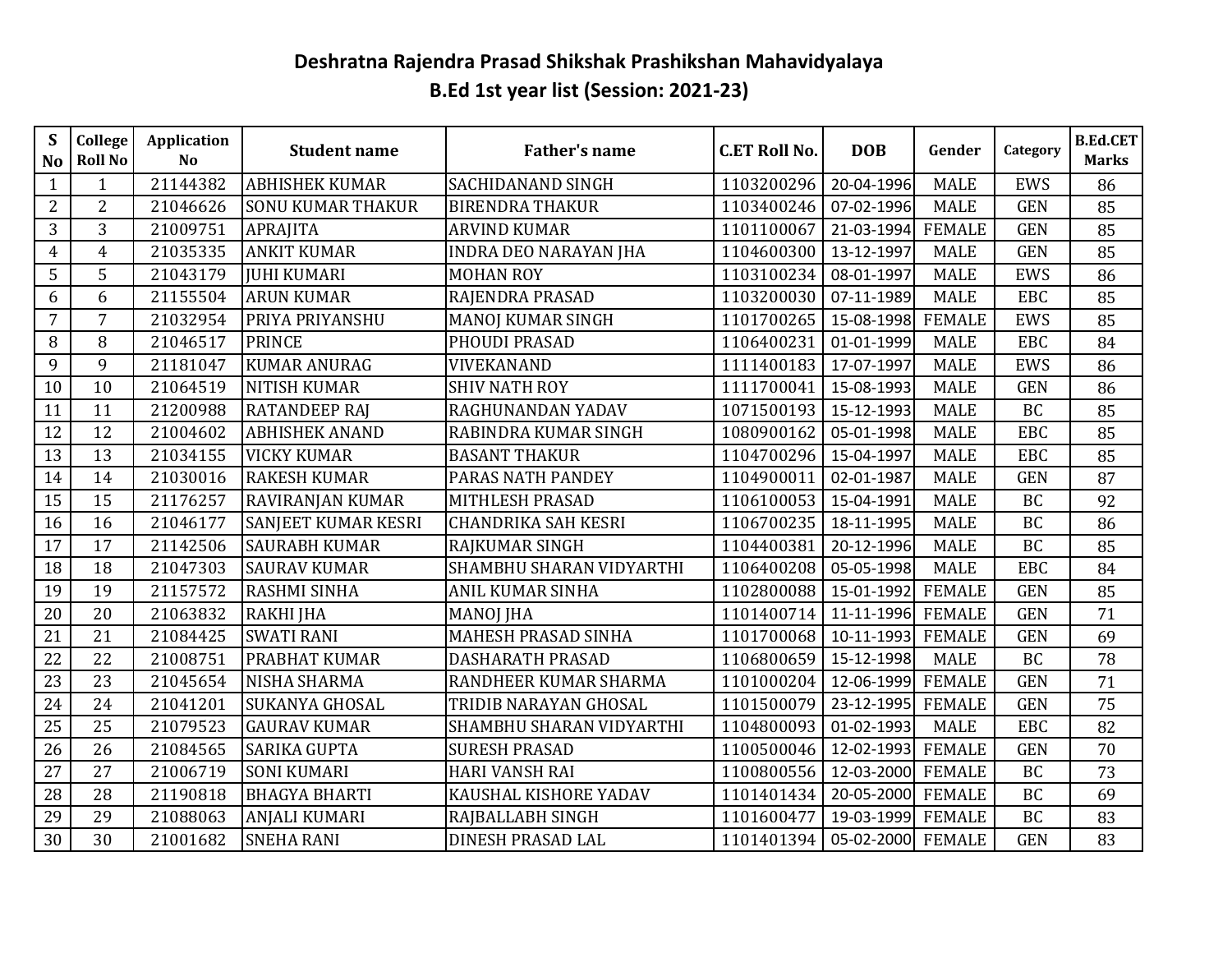# Deshratna Rajendra Prasad Shikshak Prashikshan Mahavidyalaya

## B.Ed 1st year list (Session: 2021-23)

| S No | College Roll No | Application No | Student name | Father's name | C.ET Roll No. | DOB | Gender | Category | B.Ed.CET Marks |
|---|---|---|---|---|---|---|---|---|---|
| 1 | 1 | 21144382 | ABHISHEK KUMAR | SACHIDANAND SINGH | 1103200296 | 20-04-1996 | MALE | EWS | 86 |
| 2 | 2 | 21046626 | SONU KUMAR THAKUR | BIRENDRA THAKUR | 1103400246 | 07-02-1996 | MALE | GEN | 85 |
| 3 | 3 | 21009751 | APRAJITA | ARVIND KUMAR | 1101100067 | 21-03-1994 | FEMALE | GEN | 85 |
| 4 | 4 | 21035335 | ANKIT KUMAR | INDRA DEO NARAYAN JHA | 1104600300 | 13-12-1997 | MALE | GEN | 85 |
| 5 | 5 | 21043179 | JUHI KUMARI | MOHAN ROY | 1103100234 | 08-01-1997 | MALE | EWS | 86 |
| 6 | 6 | 21155504 | ARUN KUMAR | RAJENDRA PRASAD | 1103200030 | 07-11-1989 | MALE | EBC | 85 |
| 7 | 7 | 21032954 | PRIYA PRIYANSHU | MANOJ KUMAR SINGH | 1101700265 | 15-08-1998 | FEMALE | EWS | 85 |
| 8 | 8 | 21046517 | PRINCE | PHOUDI PRASAD | 1106400231 | 01-01-1999 | MALE | EBC | 84 |
| 9 | 9 | 21181047 | KUMAR ANURAG | VIVEKANAND | 1111400183 | 17-07-1997 | MALE | EWS | 86 |
| 10 | 10 | 21064519 | NITISH KUMAR | SHIV NATH ROY | 1111700041 | 15-08-1993 | MALE | GEN | 86 |
| 11 | 11 | 21200988 | RATANDEEP RAJ | RAGHUNANDAN YADAV | 1071500193 | 15-12-1993 | MALE | BC | 85 |
| 12 | 12 | 21004602 | ABHISHEK ANAND | RABINDRA KUMAR SINGH | 1080900162 | 05-01-1998 | MALE | EBC | 85 |
| 13 | 13 | 21034155 | VICKY KUMAR | BASANT THAKUR | 1104700296 | 15-04-1997 | MALE | EBC | 85 |
| 14 | 14 | 21030016 | RAKESH KUMAR | PARAS NATH PANDEY | 1104900011 | 02-01-1987 | MALE | GEN | 87 |
| 15 | 15 | 21176257 | RAVIRANJAN KUMAR | MITHLESH PRASAD | 1106100053 | 15-04-1991 | MALE | BC | 92 |
| 16 | 16 | 21046177 | SANJEET KUMAR KESRI | CHANDRIKA SAH KESRI | 1106700235 | 18-11-1995 | MALE | BC | 86 |
| 17 | 17 | 21142506 | SAURABH KUMAR | RAJKUMAR SINGH | 1104400381 | 20-12-1996 | MALE | BC | 85 |
| 18 | 18 | 21047303 | SAURAV KUMAR | SHAMBHU SHARAN VIDYARTHI | 1106400208 | 05-05-1998 | MALE | EBC | 84 |
| 19 | 19 | 21157572 | RASHMI SINHA | ANIL KUMAR SINHA | 1102800088 | 15-01-1992 | FEMALE | GEN | 85 |
| 20 | 20 | 21063832 | RAKHI JHA | MANOJ JHA | 1101400714 | 11-11-1996 | FEMALE | GEN | 71 |
| 21 | 21 | 21084425 | SWATI RANI | MAHESH PRASAD SINHA | 1101700068 | 10-11-1993 | FEMALE | GEN | 69 |
| 22 | 22 | 21008751 | PRABHAT KUMAR | DASHARATH PRASAD | 1106800659 | 15-12-1998 | MALE | BC | 78 |
| 23 | 23 | 21045654 | NISHA SHARMA | RANDHEER KUMAR SHARMA | 1101000204 | 12-06-1999 | FEMALE | GEN | 71 |
| 24 | 24 | 21041201 | SUKANYA GHOSAL | TRIDIB NARAYAN GHOSAL | 1101500079 | 23-12-1995 | FEMALE | GEN | 75 |
| 25 | 25 | 21079523 | GAURAV KUMAR | SHAMBHU SHARAN VIDYARTHI | 1104800093 | 01-02-1993 | MALE | EBC | 82 |
| 26 | 26 | 21084565 | SARIKA GUPTA | SURESH PRASAD | 1100500046 | 12-02-1993 | FEMALE | GEN | 70 |
| 27 | 27 | 21006719 | SONI KUMARI | HARI VANSH RAI | 1100800556 | 12-03-2000 | FEMALE | BC | 73 |
| 28 | 28 | 21190818 | BHAGYA BHARTI | KAUSHAL KISHORE YADAV | 1101401434 | 20-05-2000 | FEMALE | BC | 69 |
| 29 | 29 | 21088063 | ANJALI KUMARI | RAJBALLABH SINGH | 1101600477 | 19-03-1999 | FEMALE | BC | 83 |
| 30 | 30 | 21001682 | SNEHA RANI | DINESH PRASAD LAL | 1101401394 | 05-02-2000 | FEMALE | GEN | 83 |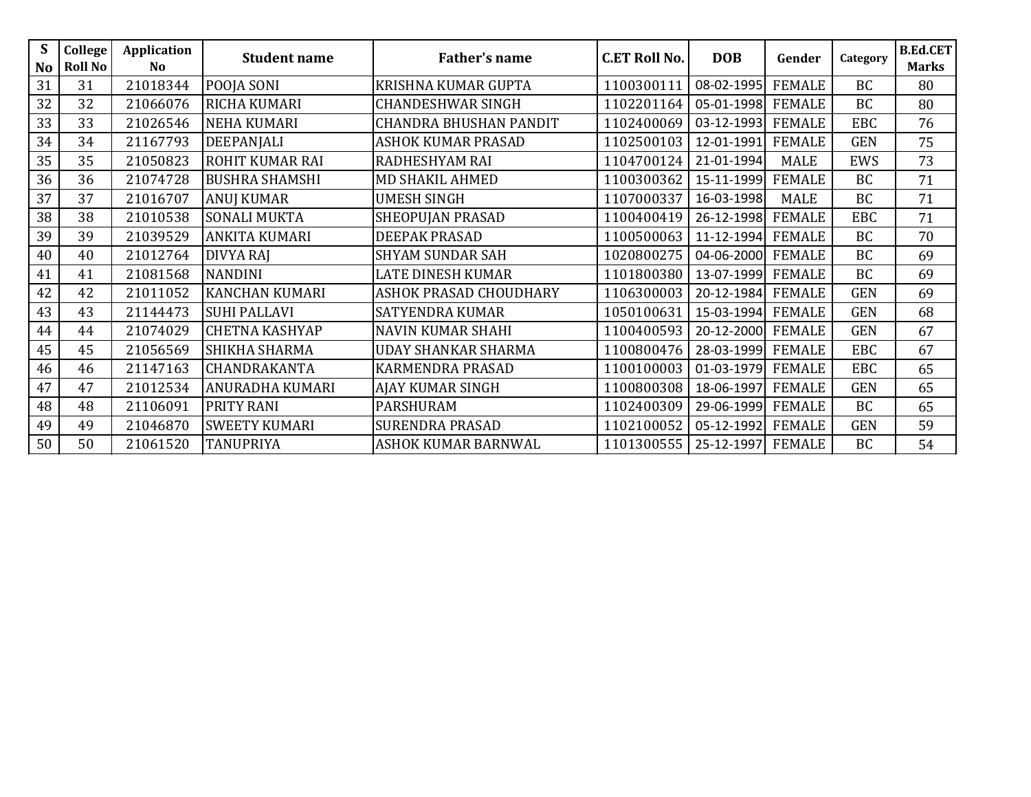| S No | College Roll No | Application No | Student name | Father's name | C.ET Roll No. | DOB | Gender | Category | B.Ed.CET Marks |
|---|---|---|---|---|---|---|---|---|---|
| 31 | 31 | 21018344 | POOJA SONI | KRISHNA KUMAR GUPTA | 1100300111 | 08-02-1995 | FEMALE | BC | 80 |
| 32 | 32 | 21066076 | RICHA KUMARI | CHANDESHWAR SINGH | 1102201164 | 05-01-1998 | FEMALE | BC | 80 |
| 33 | 33 | 21026546 | NEHA KUMARI | CHANDRA BHUSHAN PANDIT | 1102400069 | 03-12-1993 | FEMALE | EBC | 76 |
| 34 | 34 | 21167793 | DEEPANJALI | ASHOK KUMAR PRASAD | 1102500103 | 12-01-1991 | FEMALE | GEN | 75 |
| 35 | 35 | 21050823 | ROHIT KUMAR RAI | RADHESHYAM RAI | 1104700124 | 21-01-1994 | MALE | EWS | 73 |
| 36 | 36 | 21074728 | BUSHRA SHAMSHI | MD SHAKIL AHMED | 1100300362 | 15-11-1999 | FEMALE | BC | 71 |
| 37 | 37 | 21016707 | ANUJ KUMAR | UMESH SINGH | 1107000337 | 16-03-1998 | MALE | BC | 71 |
| 38 | 38 | 21010538 | SONALI MUKTA | SHEOPUJAN PRASAD | 1100400419 | 26-12-1998 | FEMALE | EBC | 71 |
| 39 | 39 | 21039529 | ANKITA KUMARI | DEEPAK PRASAD | 1100500063 | 11-12-1994 | FEMALE | BC | 70 |
| 40 | 40 | 21012764 | DIVYA RAJ | SHYAM SUNDAR SAH | 1020800275 | 04-06-2000 | FEMALE | BC | 69 |
| 41 | 41 | 21081568 | NANDINI | LATE DINESH KUMAR | 1101800380 | 13-07-1999 | FEMALE | BC | 69 |
| 42 | 42 | 21011052 | KANCHAN KUMARI | ASHOK PRASAD CHOUDHARY | 1106300003 | 20-12-1984 | FEMALE | GEN | 69 |
| 43 | 43 | 21144473 | SUHI PALLAVI | SATYENDRA KUMAR | 1050100631 | 15-03-1994 | FEMALE | GEN | 68 |
| 44 | 44 | 21074029 | CHETNA KASHYAP | NAVIN KUMAR SHAHI | 1100400593 | 20-12-2000 | FEMALE | GEN | 67 |
| 45 | 45 | 21056569 | SHIKHA SHARMA | UDAY SHANKAR SHARMA | 1100800476 | 28-03-1999 | FEMALE | EBC | 67 |
| 46 | 46 | 21147163 | CHANDRAKANTA | KARMENDRA PRASAD | 1100100003 | 01-03-1979 | FEMALE | EBC | 65 |
| 47 | 47 | 21012534 | ANURADHA KUMARI | AJAY KUMAR SINGH | 1100800308 | 18-06-1997 | FEMALE | GEN | 65 |
| 48 | 48 | 21106091 | PRITY RANI | PARSHURAM | 1102400309 | 29-06-1999 | FEMALE | BC | 65 |
| 49 | 49 | 21046870 | SWEETY KUMARI | SURENDRA PRASAD | 1102100052 | 05-12-1992 | FEMALE | GEN | 59 |
| 50 | 50 | 21061520 | TANUPRIYA | ASHOK KUMAR BARNWAL | 1101300555 | 25-12-1997 | FEMALE | BC | 54 |